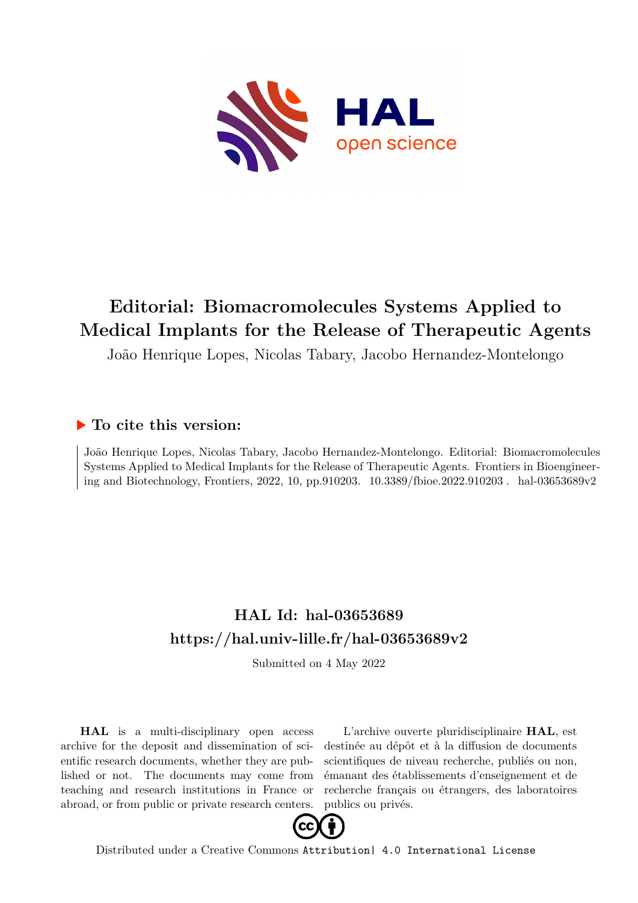# Editorial: Biomacromolecules Systems Applied to Medical Implants for the Release of Therapeutic Agents

João Henrique Lopes, Nicolas Tabary, Jacobo Hernandez-Montelongo

## To cite this version:

João Henrique Lopes, Nicolas Tabary, Jacobo Hernandez-Montelongo. Editorial: Biomacromolecules Systems Applied to Medical Implants for the Release of Therapeutic Agents. Frontiers in Bioengineering and Biotechnology, Frontiers, 2022, 10, pp.910203. 10.3389/fbioe.2022.910203 . hal-03653689v2

## HAL Id: hal-03653689

## https://hal.univ-lille.fr/hal-03653689v2

Submitted on 4 May 2022

**HAL** is a multi-disciplinary open access archive for the deposit and dissemination of scientific research documents, whether they are published or not. The documents may come from teaching and research institutions in France or abroad, or from public or private research centers.

L'archive ouverte pluridisciplinaire **HAL**, est destinée au dépôt et à la diffusion de documents scientifiques de niveau recherche, publiés ou non, émanant des établissements d'enseignement et de recherche français ou étrangers, des laboratoires publics ou privés.

Distributed under a Creative Commons Attribution| 4.0 International License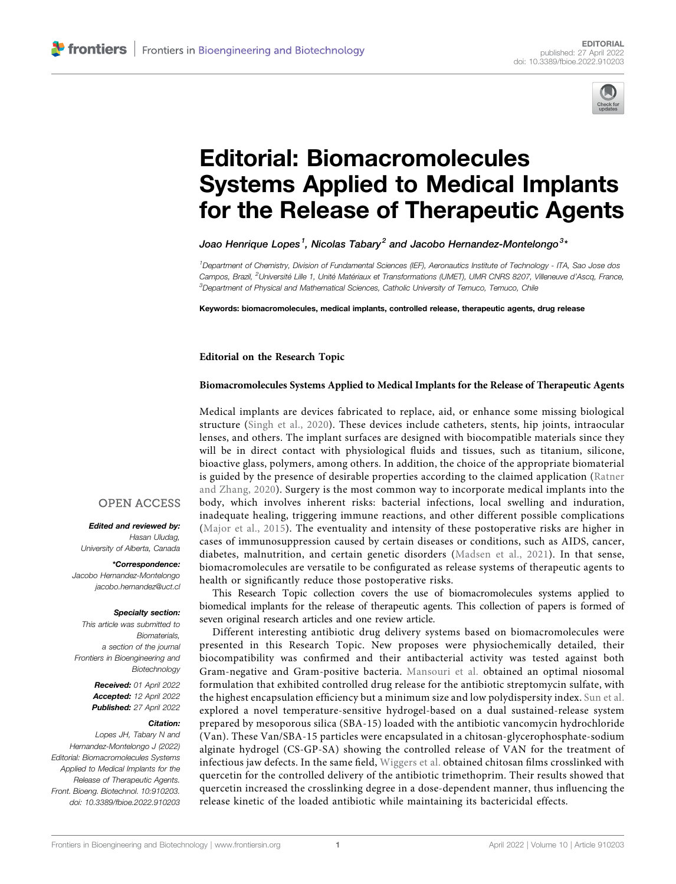EDITORIAL

# Editorial: Biomacromolecules Systems Applied to Medical Implants for the Release of Therapeutic Agents

*Joao Henrique Lopes[1], Nicolas Tabary[2] and Jacobo Hernandez-Montelongo[3]**

[1]Department of Chemistry, Division of Fundamental Sciences (IEF), Aeronautics Institute of Technology - ITA, Sao Jose dos Campos, Brazil, [2]Université Lille 1, Unité Matériaux et Transformations (UMET), UMR CNRS 8207, Villeneuve d'Ascq, France, [3]Department of Physical and Mathematical Sciences, Catholic University of Temuco, Temuco, Chile

**Keywords: biomacromolecules, medical implants, controlled release, therapeutic agents, drug release**

OPEN ACCESS

***Edited and reviewed by:***
Hasan Uludag,
University of Alberta, Canada

***\*Correspondence:***
Jacobo Hernandez-Montelongo
jacobo.hernandez@uct.cl

***Specialty section:***
This article was submitted to Biomaterials, a section of the journal Frontiers in Bioengineering and Biotechnology

***Received:*** 01 April 2022
***Accepted:*** 12 April 2022
***Published:*** 27 April 2022

***Citation:***
Lopes JH, Tabary N and Hernandez-Montelongo J (2022) Editorial: Biomacromolecules Systems Applied to Medical Implants for the Release of Therapeutic Agents. Front. Bioeng. Biotechnol. 10:910203. doi: 10.3389/fbioe.2022.910203

**Editorial on the Research Topic**

**Biomacromolecules Systems Applied to Medical Implants for the Release of Therapeutic Agents**

Medical implants are devices fabricated to replace, aid, or enhance some missing biological structure (Singh et al., 2020). These devices include catheters, stents, hip joints, intraocular lenses, and others. The implant surfaces are designed with biocompatible materials since they will be in direct contact with physiological fluids and tissues, such as titanium, silicone, bioactive glass, polymers, among others. In addition, the choice of the appropriate biomaterial is guided by the presence of desirable properties according to the claimed application (Ratner and Zhang, 2020). Surgery is the most common way to incorporate medical implants into the body, which involves inherent risks: bacterial infections, local swelling and induration, inadequate healing, triggering immune reactions, and other different possible complications (Major et al., 2015). The eventuality and intensity of these postoperative risks are higher in cases of immunosuppression caused by certain diseases or conditions, such as AIDS, cancer, diabetes, malnutrition, and certain genetic disorders (Madsen et al., 2021). In that sense, biomacromolecules are versatile to be configurated as release systems of therapeutic agents to health or significantly reduce those postoperative risks.

This Research Topic collection covers the use of biomacromolecules systems applied to biomedical implants for the release of therapeutic agents. This collection of papers is formed of seven original research articles and one review article.

Different interesting antibiotic drug delivery systems based on biomacromolecules were presented in this Research Topic. New proposes were physiochemically detailed, their biocompatibility was confirmed and their antibacterial activity was tested against both Gram-negative and Gram-positive bacteria. Mansouri et al. obtained an optimal niosomal formulation that exhibited controlled drug release for the antibiotic streptomycin sulfate, with the highest encapsulation efficiency but a minimum size and low polydispersity index. Sun et al. explored a novel temperature-sensitive hydrogel-based on a dual sustained-release system prepared by mesoporous silica (SBA-15) loaded with the antibiotic vancomycin hydrochloride (Van). These Van/SBA-15 particles were encapsulated in a chitosan-glycerophosphate-sodium alginate hydrogel (CS-GP-SA) showing the controlled release of VAN for the treatment of infectious jaw defects. In the same field, Wiggers et al. obtained chitosan films crosslinked with quercetin for the controlled delivery of the antibiotic trimethoprim. Their results showed that quercetin increased the crosslinking degree in a dose-dependent manner, thus influencing the release kinetic of the loaded antibiotic while maintaining its bactericidal effects.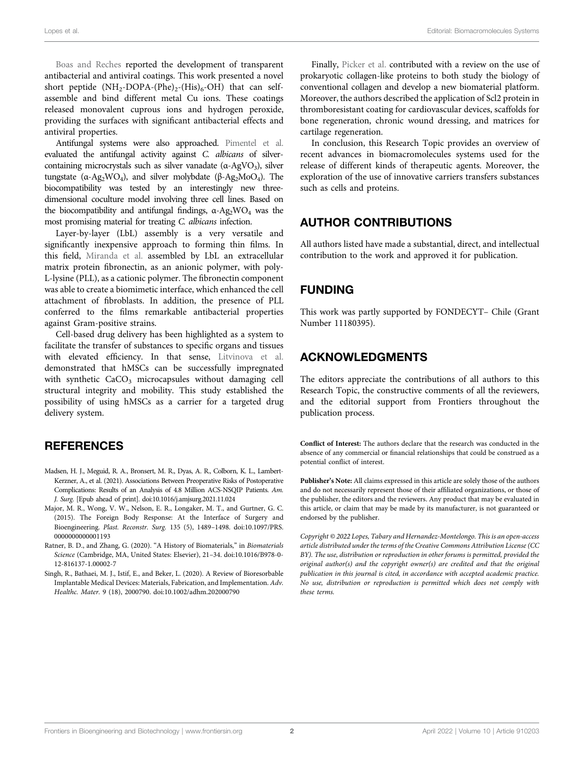Boas and Reches reported the development of transparent antibacterial and antiviral coatings. This work presented a novel short peptide ($NH_2$-DOPA-$(Phe)_2$-$(His)_6$-OH) that can self-assemble and bind different metal Cu ions. These coatings released monovalent cuprous ions and hydrogen peroxide, providing the surfaces with significant antibacterial effects and antiviral properties.

Antifungal systems were also approached. Pimentel et al. evaluated the antifungal activity against *C. albicans* of silver-containing microcrystals such as silver vanadate ($\alpha$-$AgVO_3$), silver tungstate ($\alpha$-$Ag_2WO_4$), and silver molybdate ($\beta$-$Ag_2MoO_4$). The biocompatibility was tested by an interestingly new three-dimensional coculture model involving three cell lines. Based on the biocompatibility and antifungal findings, $\alpha$-$Ag_2WO_4$ was the most promising material for treating *C. albicans* infection.

Layer-by-layer (LbL) assembly is a very versatile and significantly inexpensive approach to forming thin films. In this field, Miranda et al. assembled by LbL an extracellular matrix protein fibronectin, as an anionic polymer, with poly-L-lysine (PLL), as a cationic polymer. The fibronectin component was able to create a biomimetic interface, which enhanced the cell attachment of fibroblasts. In addition, the presence of PLL conferred to the films remarkable antibacterial properties against Gram-positive strains.

Cell-based drug delivery has been highlighted as a system to facilitate the transfer of substances to specific organs and tissues with elevated efficiency. In that sense, Litvinova et al. demonstrated that hMSCs can be successfully impregnated with synthetic $CaCO_3$ microcapsules without damaging cell structural integrity and mobility. This study established the possibility of using hMSCs as a carrier for a targeted drug delivery system.

Finally, Picker et al. contributed with a review on the use of prokaryotic collagen-like proteins to both study the biology of conventional collagen and develop a new biomaterial platform. Moreover, the authors described the application of Scl2 protein in thromboresistant coating for cardiovascular devices, scaffolds for bone regeneration, chronic wound dressing, and matrices for cartilage regeneration.

In conclusion, this Research Topic provides an overview of recent advances in biomacromolecules systems used for the release of different kinds of therapeutic agents. Moreover, the exploration of the use of innovative carriers transfers substances such as cells and proteins.

## AUTHOR CONTRIBUTIONS

All authors listed have made a substantial, direct, and intellectual contribution to the work and approved it for publication.

## FUNDING

This work was partly supported by FONDECYT– Chile (Grant Number 11180395).

## ACKNOWLEDGMENTS

The editors appreciate the contributions of all authors to this Research Topic, the constructive comments of all the reviewers, and the editorial support from Frontiers throughout the publication process.

## REFERENCES

Madsen, H. J., Meguid, R. A., Bronsert, M. R., Dyas, A. R., Colborn, K. L., Lambert-Kerzner, A., et al. (2021). Associations Between Preoperative Risks of Postoperative Complications: Results of an Analysis of 4.8 Million ACS-NSQIP Patients. *Am. J. Surg.* [Epub ahead of print]. doi:10.1016/j.amjsurg.2021.11.024

Major, M. R., Wong, V. W., Nelson, E. R., Longaker, M. T., and Gurtner, G. C. (2015). The Foreign Body Response: At the Interface of Surgery and Bioengineering. *Plast. Reconstr. Surg.* 135 (5), 1489–1498. doi:10.1097/PRS.0000000000001193

Ratner, B. D., and Zhang, G. (2020). "A History of Biomaterials," in *Biomaterials Science* (Cambridge, MA, United States: Elsevier), 21–34. doi:10.1016/B978-0-12-816137-1.00002-7

Singh, R., Bathaei, M. J., Istif, E., and Beker, L. (2020). A Review of Bioresorbable Implantable Medical Devices: Materials, Fabrication, and Implementation. *Adv. Healthc. Mater.* 9 (18), 2000790. doi:10.1002/adhm.202000790

**Conflict of Interest:** The authors declare that the research was conducted in the absence of any commercial or financial relationships that could be construed as a potential conflict of interest.

**Publisher's Note:** All claims expressed in this article are solely those of the authors and do not necessarily represent those of their affiliated organizations, or those of the publisher, the editors and the reviewers. Any product that may be evaluated in this article, or claim that may be made by its manufacturer, is not guaranteed or endorsed by the publisher.

*Copyright © 2022 Lopes, Tabary and Hernandez-Montelongo. This is an open-access article distributed under the terms of the Creative Commons Attribution License (CC BY). The use, distribution or reproduction in other forums is permitted, provided the original author(s) and the copyright owner(s) are credited and that the original publication in this journal is cited, in accordance with accepted academic practice. No use, distribution or reproduction is permitted which does not comply with these terms.*